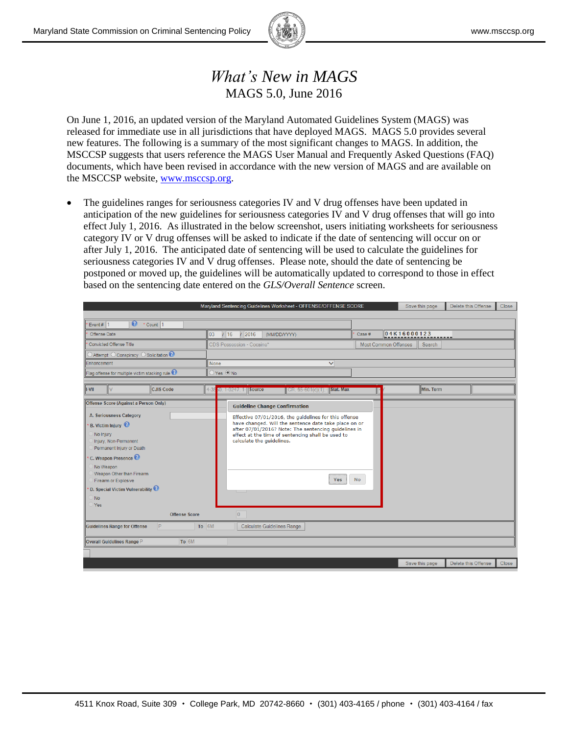# *What's New in MAGS*

## MAGS 5.0, June 2016

On June 1, 2016, an updated version of the Maryland Automated Guidelines System (MAGS) was released for immediate use in all jurisdictions that have deployed MAGS. MAGS 5.0 provides several new features. The following is a summary of the most significant changes to MAGS. In addition, the MSCCSP suggests that users reference the MAGS User Manual and Frequently Asked Questions (FAQ) documents, which have been revised in accordance with the new version of MAGS and are available on the MSCCSP website, www.msccsp.org.

- The guidelines ranges for seriousness categories IV and V drug offenses have been updated in anticipation of the new guidelines for seriousness categories IV and V drug offenses that will go into effect July 1, 2016. As illustrated in the below screenshot, users initiating worksheets for seriousness category IV or V drug offenses will be asked to indicate if the date of sentencing will occur on or after July 1, 2016. The anticipated date of sentencing will be used to calculate the guidelines for seriousness categories IV and V drug offenses. Please note, should the date of sentencing be postponed or moved up, the guidelines will be automatically updated to correspond to those in effect based on the sentencing date entered on the *GLS/Overall Sentence* screen.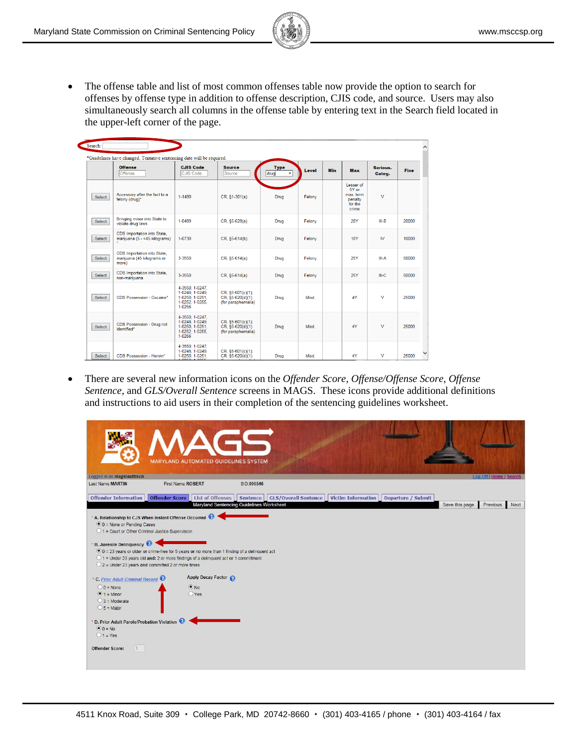- The offense table and list of most common offenses table now provide the option to search for offenses by offense type in addition to offense description, CJIS code, and source. Users may also simultaneously search all columns in the offense table by entering text in the Search field located in the upper-left corner of the page.

Search:

*Guidelines have changed. Tentative sentencing date will be required.

| | Offense | CJIS Code | Source | Type | Level | Min | Max | Serious. Categ. | Fine |
|---|---|---|---|---|---|---|---|---|---|
| Select | Accessory after the fact to a felony (drug)* | 1-1480 | CR, §1-301(a) | Drug | Felony | | Lesser of 5Y or max. term penalty for the crime | V | |
| Select | Bringing minor into State to violate drug laws | 1-0489 | CR, §5-628(a) | Drug | Felony | | 20Y | III-B | 20000 |
| Select | CDS Importation into State, marijuana (5 - <45 kilograms) | 1-0730 | CR, §5-614(b) | Drug | Felony | | 10Y | IV | 10000 |
| Select | CDS Importation into State, marijuana (45 kilograms or more) | 3-3550 | CR, §5-614(a) | Drug | Felony | | 25Y | III-A | 50000 |
| Select | CDS Importation into State, non-marijuana | 3-3550 | CR, §5-614(a) | Drug | Felony | | 25Y | III-C | 50000 |
| Select | CDS Possession - Cocaine* | 4-3550, 1-0247, 1-0248, 1-0249, 1-0250, 1-0251, 1-0252, 1-0255, 1-0256 | CR, §5-601(c)(1); CR, §5-620(d)(1) (for paraphernalia) | Drug | Misd. | | 4Y | V | 25000 |
| Select | CDS Possession - Drug not identified* | 4-3550, 1-0247, 1-0248, 1-0249, 1-0250, 1-0251, 1-0252, 1-0255, 1-0256 | CR, §5-601(c)(1); CR, §5-620(d)(1) (for paraphernalia) | Drug | Misd. | | 4Y | V | 25000 |
| Select | CDS Possession - Heroin* | 4-3550, 1-0247, 1-0248, 1-0249, 1-0250, 1-0251, | CR, §5-601(c)(1); CR, §5-620(d)(1) | Drug | Misd. | | 4Y | V | 25000 |

- There are several new information icons on the *Offender Score*, *Offense/Offense Score*, *Offense Sentence*, and *GLS/Overall Sentence* screens in MAGS. These icons provide additional definitions and instructions to aid users in their completion of the sentencing guidelines worksheet.

MAGS
MARYLAND AUTOMATED GUIDELINES SYSTEM

Logged in as magsisofttech. Log Off | Home | Search

Last Name: MARTIN First Name: ROBERT SID: 996546

Offender Information | Offender Score | List of Offenses | Sentence | GLS/Overall Sentence | Victim Information | Departure / Submit

Maryland Sentencing Guidelines Worksheet — Save this page | Previous | Next

* A. Relationship to CJS When Instant Offense Occurred
- 0 = None or Pending Cases
- 1 = Court or Other Criminal Justice Supervision

* B. Juvenile Delinquency
- 0 = 23 years or older or crime-free for 5 years or no more than 1 finding of a delinquent act
- 1 = Under 23 years old and: 2 or more findings of a delinquent act or 1 commitment
- 2 = Under 23 years and committed 2 or more times

* C. Prior Adult Criminal Record — Apply Decay Factor: No / Yes
- 0 = None
- 1 = Minor
- 3 = Moderate
- 5 = Major

* D. Prior Adult Parole/Probation Violation
- 0 = No
- 1 = Yes

Offender Score: 1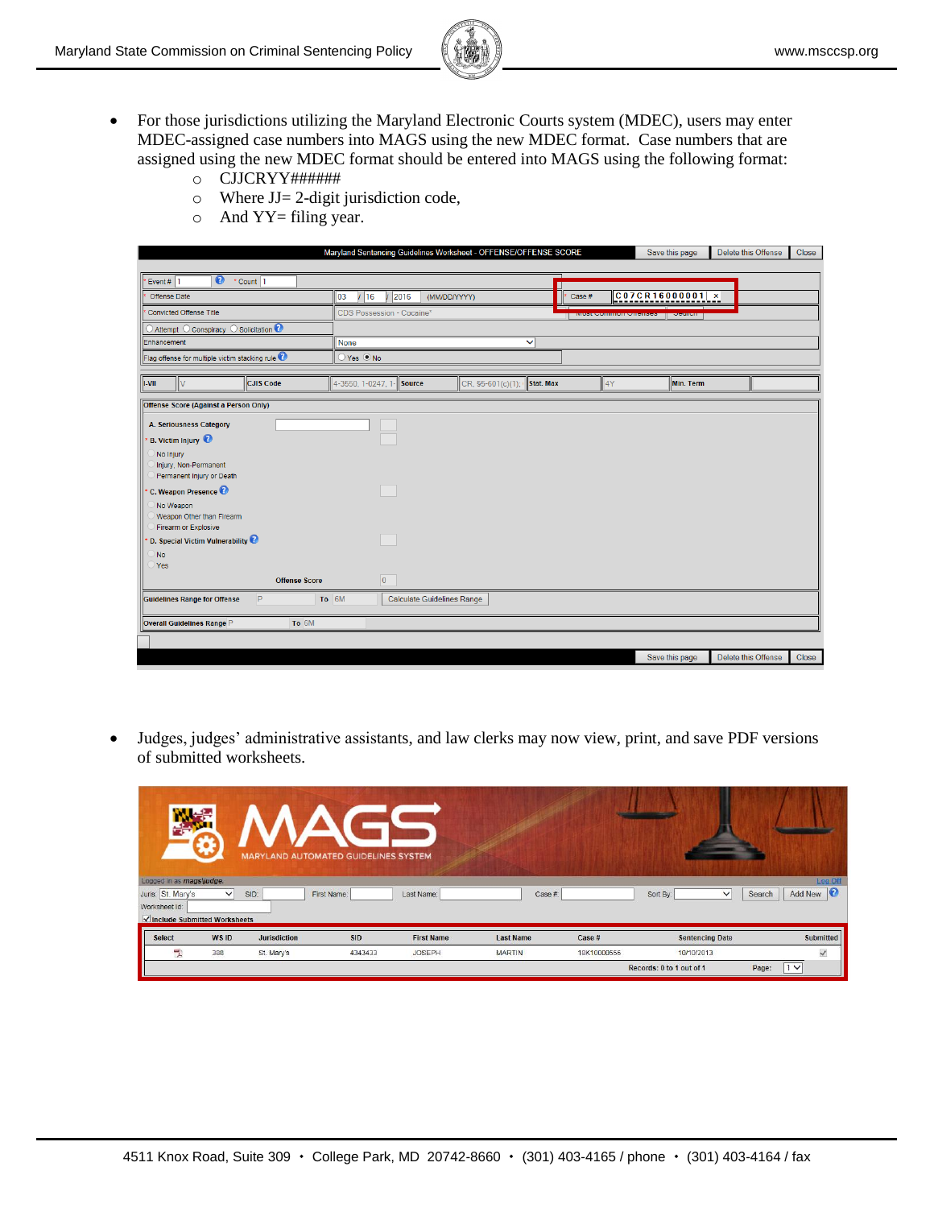- For those jurisdictions utilizing the Maryland Electronic Courts system (MDEC), users may enter MDEC-assigned case numbers into MAGS using the new MDEC format. Case numbers that are assigned using the new MDEC format should be entered into MAGS using the following format:
  - CJJCRYY######
  - Where JJ= 2-digit jurisdiction code,
  - And YY= filing year.

- Judges, judges' administrative assistants, and law clerks may now view, print, and save PDF versions of submitted worksheets.